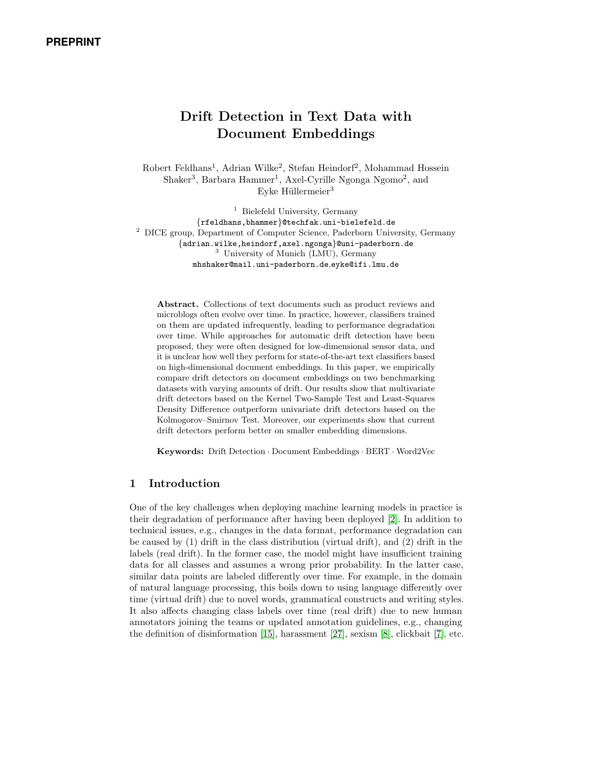PREPRINT

# Drift Detection in Text Data with Document Embeddings

Robert Feldhans[1], Adrian Wilke[2], Stefan Heindorf[2], Mohammad Hossein Shaker[3], Barbara Hammer[1], Axel-Cyrille Ngonga Ngomo[2], and Eyke Hüllermeier[3]

[1] Bielefeld University, Germany
{rfeldhans,bhammer}@techfak.uni-bielefeld.de
[2] DICE group, Department of Computer Science, Paderborn University, Germany
{adrian.wilke,heindorf,axel.ngonga}@uni-paderborn.de
[3] University of Munich (LMU), Germany
mhshaker@mail.uni-paderborn.de,eyke@ifi.lmu.de

**Abstract.** Collections of text documents such as product reviews and microblogs often evolve over time. In practice, however, classifiers trained on them are updated infrequently, leading to performance degradation over time. While approaches for automatic drift detection have been proposed, they were often designed for low-dimensional sensor data, and it is unclear how well they perform for state-of-the-art text classifiers based on high-dimensional document embeddings. In this paper, we empirically compare drift detectors on document embeddings on two benchmarking datasets with varying amounts of drift. Our results show that multivariate drift detectors based on the Kernel Two-Sample Test and Least-Squares Density Difference outperform univariate drift detectors based on the Kolmogorov–Smirnov Test. Moreover, our experiments show that current drift detectors perform better on smaller embedding dimensions.

**Keywords:** Drift Detection · Document Embeddings · BERT · Word2Vec

## 1 Introduction

One of the key challenges when deploying machine learning models in practice is their degradation of performance after having been deployed [2]. In addition to technical issues, e.g., changes in the data format, performance degradation can be caused by (1) drift in the class distribution (virtual drift), and (2) drift in the labels (real drift). In the former case, the model might have insufficient training data for all classes and assumes a wrong prior probability. In the latter case, similar data points are labeled differently over time. For example, in the domain of natural language processing, this boils down to using language differently over time (virtual drift) due to novel words, grammatical constructs and writing styles. It also affects changing class labels over time (real drift) due to new human annotators joining the teams or updated annotation guidelines, e.g., changing the definition of disinformation [15], harassment [27], sexism [8], clickbait [7], etc.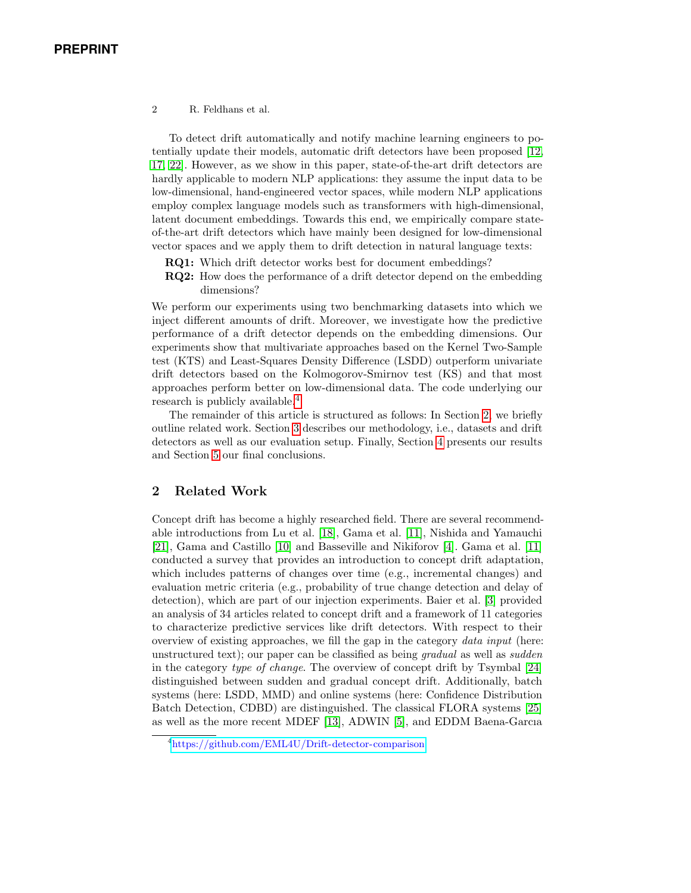To detect drift automatically and notify machine learning engineers to potentially update their models, automatic drift detectors have been proposed [12, 17, 22]. However, as we show in this paper, state-of-the-art drift detectors are hardly applicable to modern NLP applications: they assume the input data to be low-dimensional, hand-engineered vector spaces, while modern NLP applications employ complex language models such as transformers with high-dimensional, latent document embeddings. Towards this end, we empirically compare state-of-the-art drift detectors which have mainly been designed for low-dimensional vector spaces and we apply them to drift detection in natural language texts:

**RQ1:** Which drift detector works best for document embeddings?
**RQ2:** How does the performance of a drift detector depend on the embedding dimensions?

We perform our experiments using two benchmarking datasets into which we inject different amounts of drift. Moreover, we investigate how the predictive performance of a drift detector depends on the embedding dimensions. Our experiments show that multivariate approaches based on the Kernel Two-Sample test (KTS) and Least-Squares Density Difference (LSDD) outperform univariate drift detectors based on the Kolmogorov-Smirnov test (KS) and that most approaches perform better on low-dimensional data. The code underlying our research is publicly available.[4]

The remainder of this article is structured as follows: In Section 2, we briefly outline related work. Section 3 describes our methodology, i.e., datasets and drift detectors as well as our evaluation setup. Finally, Section 4 presents our results and Section 5 our final conclusions.

## 2 Related Work

Concept drift has become a highly researched field. There are several recommendable introductions from Lu et al. [18], Gama et al. [11], Nishida and Yamauchi [21], Gama and Castillo [10] and Basseville and Nikiforov [4]. Gama et al. [11] conducted a survey that provides an introduction to concept drift adaptation, which includes patterns of changes over time (e.g., incremental changes) and evaluation metric criteria (e.g., probability of true change detection and delay of detection), which are part of our injection experiments. Baier et al. [3] provided an analysis of 34 articles related to concept drift and a framework of 11 categories to characterize predictive services like drift detectors. With respect to their overview of existing approaches, we fill the gap in the category *data input* (here: unstructured text); our paper can be classified as being *gradual* as well as *sudden* in the category *type of change*. The overview of concept drift by Tsymbal [24] distinguished between sudden and gradual concept drift. Additionally, batch systems (here: LSDD, MMD) and online systems (here: Confidence Distribution Batch Detection, CDBD) are distinguished. The classical FLORA systems [25] as well as the more recent MDEF [13], ADWIN [5], and EDDM Baena-Garcıa

[4] https://github.com/EML4U/Drift-detector-comparison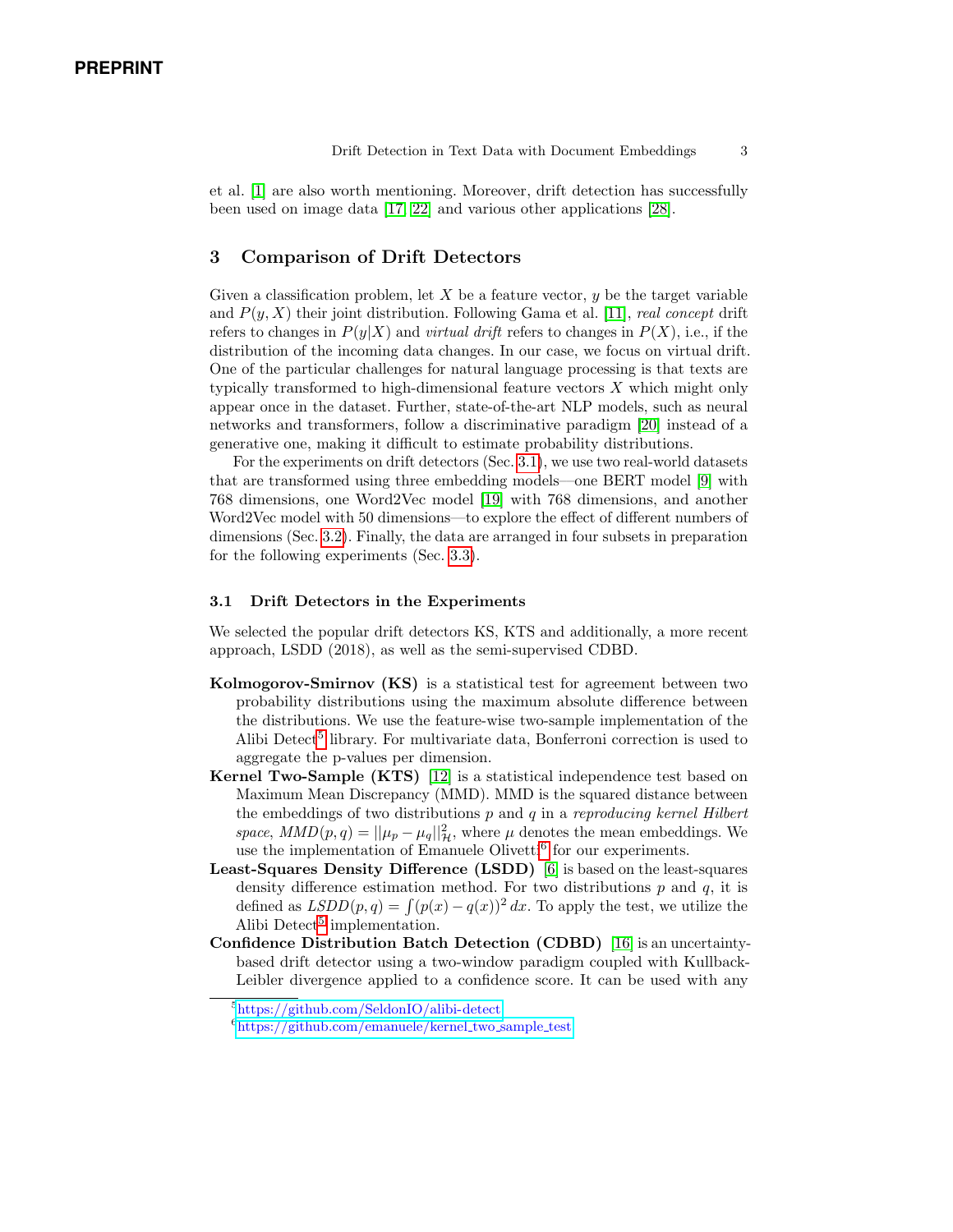et al. [1] are also worth mentioning. Moreover, drift detection has successfully been used on image data [17,22] and various other applications [28].

## 3 Comparison of Drift Detectors

Given a classification problem, let $X$ be a feature vector, $y$ be the target variable and $P(y, X)$ their joint distribution. Following Gama et al. [11], *real concept* drift refers to changes in $P(y|X)$ and *virtual drift* refers to changes in $P(X)$, i.e., if the distribution of the incoming data changes. In our case, we focus on virtual drift. One of the particular challenges for natural language processing is that texts are typically transformed to high-dimensional feature vectors $X$ which might only appear once in the dataset. Further, state-of-the-art NLP models, such as neural networks and transformers, follow a discriminative paradigm [20] instead of a generative one, making it difficult to estimate probability distributions.

For the experiments on drift detectors (Sec. 3.1), we use two real-world datasets that are transformed using three embedding models—one BERT model [9] with 768 dimensions, one Word2Vec model [19] with 768 dimensions, and another Word2Vec model with 50 dimensions—to explore the effect of different numbers of dimensions (Sec. 3.2). Finally, the data are arranged in four subsets in preparation for the following experiments (Sec. 3.3).

### 3.1 Drift Detectors in the Experiments

We selected the popular drift detectors KS, KTS and additionally, a more recent approach, LSDD (2018), as well as the semi-supervised CDBD.

**Kolmogorov-Smirnov (KS)** is a statistical test for agreement between two probability distributions using the maximum absolute difference between the distributions. We use the feature-wise two-sample implementation of the Alibi Detect[5] library. For multivariate data, Bonferroni correction is used to aggregate the p-values per dimension.

**Kernel Two-Sample (KTS)** [12] is a statistical independence test based on Maximum Mean Discrepancy (MMD). MMD is the squared distance between the embeddings of two distributions $p$ and $q$ in a *reproducing kernel Hilbert space*, $MMD(p, q) = ||\mu_p - \mu_q||^2_{\mathcal{H}}$, where $\mu$ denotes the mean embeddings. We use the implementation of Emanuele Olivetti[6] for our experiments.

**Least-Squares Density Difference (LSDD)** [6] is based on the least-squares density difference estimation method. For two distributions $p$ and $q$, it is defined as $LSDD(p, q) = \int (p(x) - q(x))^2 \, dx$. To apply the test, we utilize the Alibi Detect[5] implementation.

**Confidence Distribution Batch Detection (CDBD)** [16] is an uncertainty-based drift detector using a two-window paradigm coupled with Kullback-Leibler divergence applied to a confidence score. It can be used with any

[5] https://github.com/SeldonIO/alibi-detect

[6] https://github.com/emanuele/kernel_two_sample_test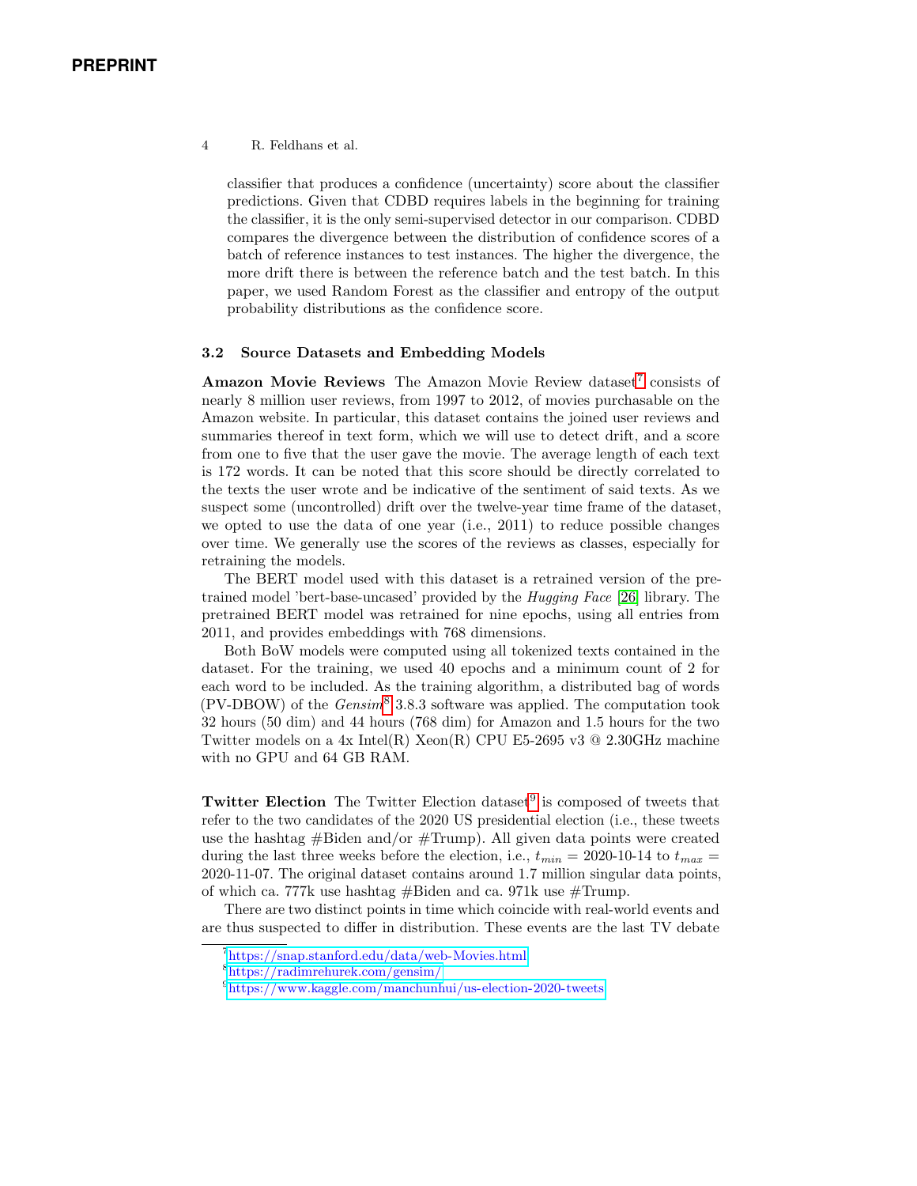classifier that produces a confidence (uncertainty) score about the classifier predictions. Given that CDBD requires labels in the beginning for training the classifier, it is the only semi-supervised detector in our comparison. CDBD compares the divergence between the distribution of confidence scores of a batch of reference instances to test instances. The higher the divergence, the more drift there is between the reference batch and the test batch. In this paper, we used Random Forest as the classifier and entropy of the output probability distributions as the confidence score.

### 3.2 Source Datasets and Embedding Models

**Amazon Movie Reviews** The Amazon Movie Review dataset[7] consists of nearly 8 million user reviews, from 1997 to 2012, of movies purchasable on the Amazon website. In particular, this dataset contains the joined user reviews and summaries thereof in text form, which we will use to detect drift, and a score from one to five that the user gave the movie. The average length of each text is 172 words. It can be noted that this score should be directly correlated to the texts the user wrote and be indicative of the sentiment of said texts. As we suspect some (uncontrolled) drift over the twelve-year time frame of the dataset, we opted to use the data of one year (i.e., 2011) to reduce possible changes over time. We generally use the scores of the reviews as classes, especially for retraining the models.

The BERT model used with this dataset is a retrained version of the pre-trained model 'bert-base-uncased' provided by the *Hugging Face* [26] library. The pretrained BERT model was retrained for nine epochs, using all entries from 2011, and provides embeddings with 768 dimensions.

Both BoW models were computed using all tokenized texts contained in the dataset. For the training, we used 40 epochs and a minimum count of 2 for each word to be included. As the training algorithm, a distributed bag of words (PV-DBOW) of the *Gensim*[8] 3.8.3 software was applied. The computation took 32 hours (50 dim) and 44 hours (768 dim) for Amazon and 1.5 hours for the two Twitter models on a 4x Intel(R) Xeon(R) CPU E5-2695 v3 @ 2.30GHz machine with no GPU and 64 GB RAM.

**Twitter Election** The Twitter Election dataset[9] is composed of tweets that refer to the two candidates of the 2020 US presidential election (i.e., these tweets use the hashtag #Biden and/or #Trump). All given data points were created during the last three weeks before the election, i.e., $t_{min}$ = 2020-10-14 to $t_{max}$ = 2020-11-07. The original dataset contains around 1.7 million singular data points, of which ca. 777k use hashtag #Biden and ca. 971k use #Trump.

There are two distinct points in time which coincide with real-world events and are thus suspected to differ in distribution. These events are the last TV debate

[7] https://snap.stanford.edu/data/web-Movies.html

[8] https://radimrehurek.com/gensim/

[9] https://www.kaggle.com/manchunhui/us-election-2020-tweets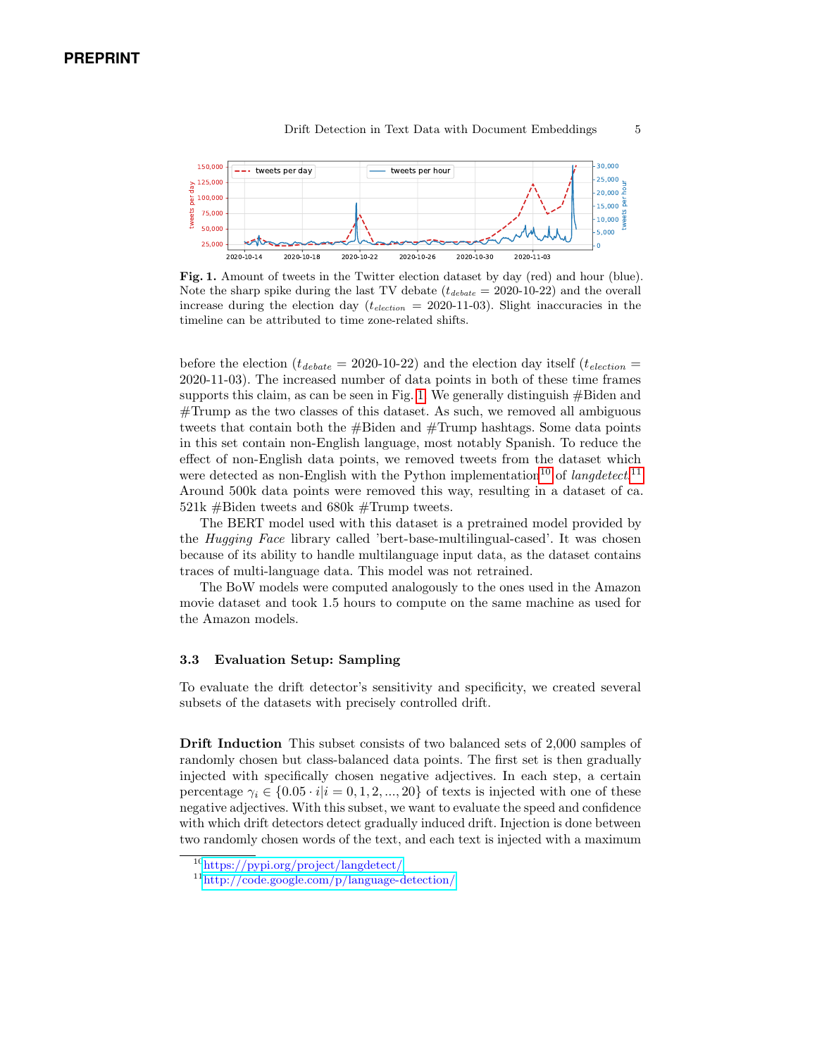**Fig. 1.** Amount of tweets in the Twitter election dataset by day (red) and hour (blue). Note the sharp spike during the last TV debate ($t_{debate}$ = 2020-10-22) and the overall increase during the election day ($t_{election}$ = 2020-11-03). Slight inaccuracies in the timeline can be attributed to time zone-related shifts.

before the election ($t_{debate}$ = 2020-10-22) and the election day itself ($t_{election}$ = 2020-11-03). The increased number of data points in both of these time frames supports this claim, as can be seen in Fig. 1. We generally distinguish #Biden and #Trump as the two classes of this dataset. As such, we removed all ambiguous tweets that contain both the #Biden and #Trump hashtags. Some data points in this set contain non-English language, most notably Spanish. To reduce the effect of non-English data points, we removed tweets from the dataset which were detected as non-English with the Python implementation[10] of *langdetect*.[11] Around 500k data points were removed this way, resulting in a dataset of ca. 521k #Biden tweets and 680k #Trump tweets.

The BERT model used with this dataset is a pretrained model provided by the *Hugging Face* library called 'bert-base-multilingual-cased'. It was chosen because of its ability to handle multilanguage input data, as the dataset contains traces of multi-language data. This model was not retrained.

The BoW models were computed analogously to the ones used in the Amazon movie dataset and took 1.5 hours to compute on the same machine as used for the Amazon models.

### 3.3 Evaluation Setup: Sampling

To evaluate the drift detector's sensitivity and specificity, we created several subsets of the datasets with precisely controlled drift.

**Drift Induction** This subset consists of two balanced sets of 2,000 samples of randomly chosen but class-balanced data points. The first set is then gradually injected with specifically chosen negative adjectives. In each step, a certain percentage $\gamma_i \in \{0.05 \cdot i | i = 0, 1, 2, ..., 20\}$ of texts is injected with one of these negative adjectives. With this subset, we want to evaluate the speed and confidence with which drift detectors detect gradually induced drift. Injection is done between two randomly chosen words of the text, and each text is injected with a maximum

[10] https://pypi.org/project/langdetect/

[11] http://code.google.com/p/language-detection/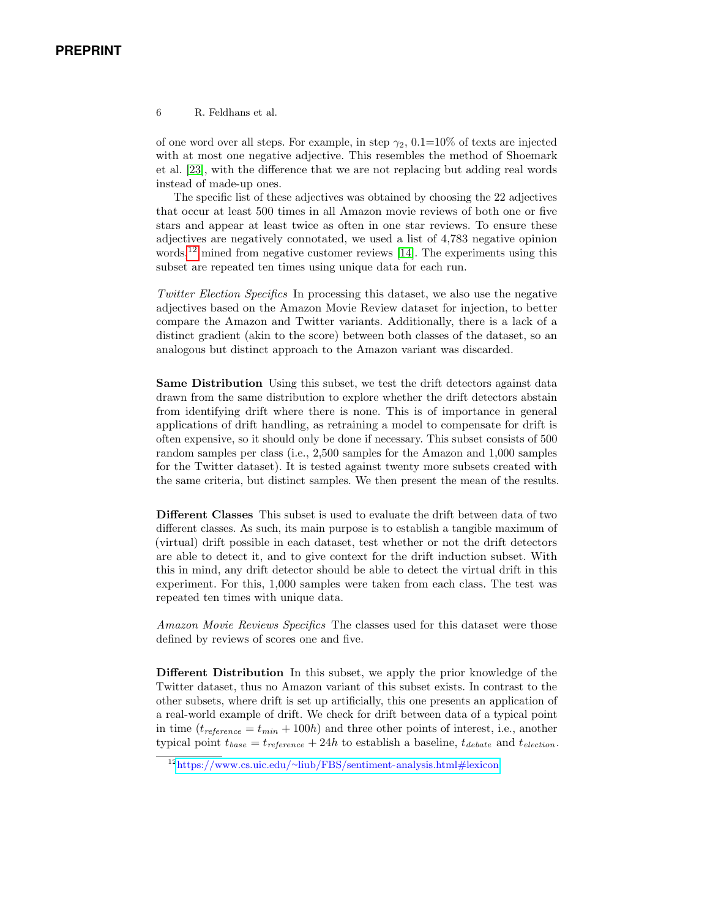of one word over all steps. For example, in step $\gamma_2$, 0.1=10% of texts are injected with at most one negative adjective. This resembles the method of Shoemark et al. [23], with the difference that we are not replacing but adding real words instead of made-up ones.

The specific list of these adjectives was obtained by choosing the 22 adjectives that occur at least 500 times in all Amazon movie reviews of both one or five stars and appear at least twice as often in one star reviews. To ensure these adjectives are negatively connotated, we used a list of 4,783 negative opinion words[12] mined from negative customer reviews [14]. The experiments using this subset are repeated ten times using unique data for each run.

*Twitter Election Specifics* In processing this dataset, we also use the negative adjectives based on the Amazon Movie Review dataset for injection, to better compare the Amazon and Twitter variants. Additionally, there is a lack of a distinct gradient (akin to the score) between both classes of the dataset, so an analogous but distinct approach to the Amazon variant was discarded.

**Same Distribution** Using this subset, we test the drift detectors against data drawn from the same distribution to explore whether the drift detectors abstain from identifying drift where there is none. This is of importance in general applications of drift handling, as retraining a model to compensate for drift is often expensive, so it should only be done if necessary. This subset consists of 500 random samples per class (i.e., 2,500 samples for the Amazon and 1,000 samples for the Twitter dataset). It is tested against twenty more subsets created with the same criteria, but distinct samples. We then present the mean of the results.

**Different Classes** This subset is used to evaluate the drift between data of two different classes. As such, its main purpose is to establish a tangible maximum of (virtual) drift possible in each dataset, test whether or not the drift detectors are able to detect it, and to give context for the drift induction subset. With this in mind, any drift detector should be able to detect the virtual drift in this experiment. For this, 1,000 samples were taken from each class. The test was repeated ten times with unique data.

*Amazon Movie Reviews Specifics* The classes used for this dataset were those defined by reviews of scores one and five.

**Different Distribution** In this subset, we apply the prior knowledge of the Twitter dataset, thus no Amazon variant of this subset exists. In contrast to the other subsets, where drift is set up artificially, this one presents an application of a real-world example of drift. We check for drift between data of a typical point in time ($t_{reference} = t_{min} + 100h$) and three other points of interest, i.e., another typical point $t_{base} = t_{reference} + 24h$ to establish a baseline, $t_{debate}$ and $t_{election}$.

[12] https://www.cs.uic.edu/~liub/FBS/sentiment-analysis.html#lexicon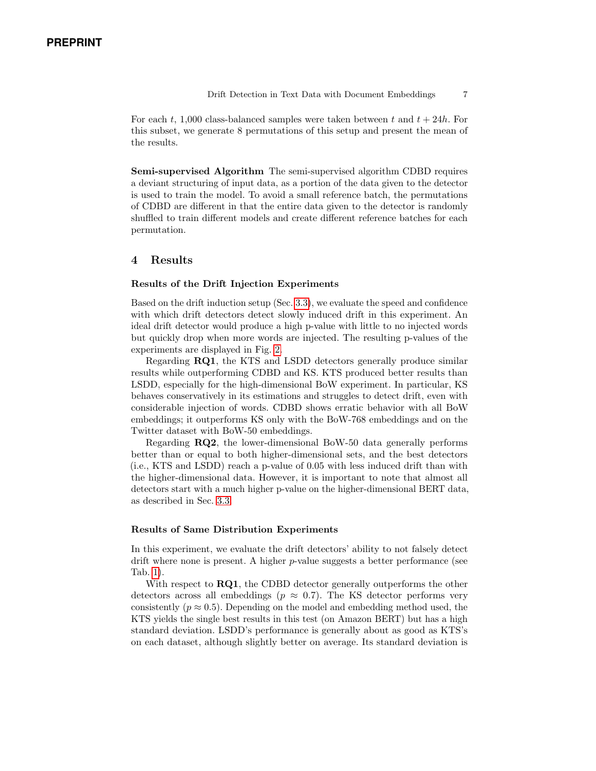PREPRINT

For each $t$, 1,000 class-balanced samples were taken between $t$ and $t + 24h$. For this subset, we generate 8 permutations of this setup and present the mean of the results.

**Semi-supervised Algorithm** The semi-supervised algorithm CDBD requires a deviant structuring of input data, as a portion of the data given to the detector is used to train the model. To avoid a small reference batch, the permutations of CDBD are different in that the entire data given to the detector is randomly shuffled to train different models and create different reference batches for each permutation.

## 4 Results

### Results of the Drift Injection Experiments

Based on the drift induction setup (Sec. 3.3), we evaluate the speed and confidence with which drift detectors detect slowly induced drift in this experiment. An ideal drift detector would produce a high p-value with little to no injected words but quickly drop when more words are injected. The resulting p-values of the experiments are displayed in Fig. 2.

Regarding **RQ1**, the KTS and LSDD detectors generally produce similar results while outperforming CDBD and KS. KTS produced better results than LSDD, especially for the high-dimensional BoW experiment. In particular, KS behaves conservatively in its estimations and struggles to detect drift, even with considerable injection of words. CDBD shows erratic behavior with all BoW embeddings; it outperforms KS only with the BoW-768 embeddings and on the Twitter dataset with BoW-50 embeddings.

Regarding **RQ2**, the lower-dimensional BoW-50 data generally performs better than or equal to both higher-dimensional sets, and the best detectors (i.e., KTS and LSDD) reach a p-value of 0.05 with less induced drift than with the higher-dimensional data. However, it is important to note that almost all detectors start with a much higher p-value on the higher-dimensional BERT data, as described in Sec. 3.3.

### Results of Same Distribution Experiments

In this experiment, we evaluate the drift detectors' ability to not falsely detect drift where none is present. A higher $p$-value suggests a better performance (see Tab. 1).

With respect to **RQ1**, the CDBD detector generally outperforms the other detectors across all embeddings ($p \approx 0.7$). The KS detector performs very consistently ($p \approx 0.5$). Depending on the model and embedding method used, the KTS yields the single best results in this test (on Amazon BERT) but has a high standard deviation. LSDD's performance is generally about as good as KTS's on each dataset, although slightly better on average. Its standard deviation is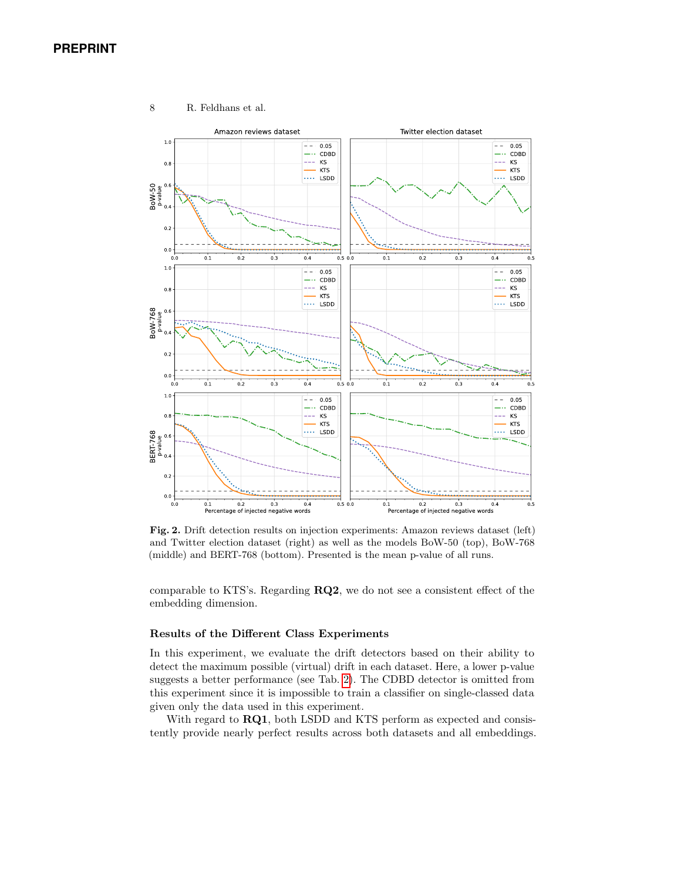**Fig. 2.** Drift detection results on injection experiments: Amazon reviews dataset (left) and Twitter election dataset (right) as well as the models BoW-50 (top), BoW-768 (middle) and BERT-768 (bottom). Presented is the mean p-value of all runs.

comparable to KTS's. Regarding **RQ2**, we do not see a consistent effect of the embedding dimension.

### Results of the Different Class Experiments

In this experiment, we evaluate the drift detectors based on their ability to detect the maximum possible (virtual) drift in each dataset. Here, a lower p-value suggests a better performance (see Tab. 2). The CDBD detector is omitted from this experiment since it is impossible to train a classifier on single-classed data given only the data used in this experiment.

With regard to **RQ1**, both LSDD and KTS perform as expected and consistently provide nearly perfect results across both datasets and all embeddings.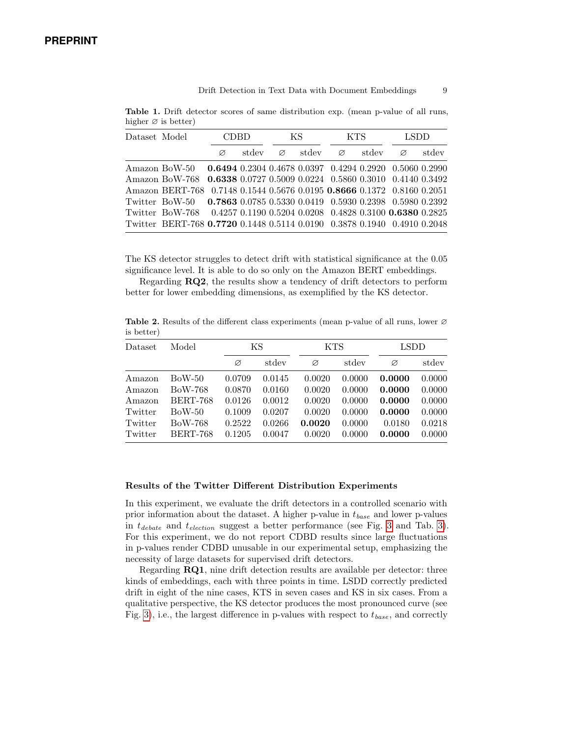**Table 1.** Drift detector scores of same distribution exp. (mean p-value of all runs, higher ∅ is better)

| Dataset | Model | CDBD | | KS | | KTS | | LSDD | |
|---|---|---|---|---|---|---|---|---|---|
| | | ∅ | stdev | ∅ | stdev | ∅ | stdev | ∅ | stdev |
| Amazon | BoW-50 | **0.6494** | 0.2304 | 0.4678 | 0.0397 | 0.4294 | 0.2920 | 0.5060 | 0.2990 |
| Amazon | BoW-768 | **0.6338** | 0.0727 | 0.5009 | 0.0224 | 0.5860 | 0.3010 | 0.4140 | 0.3492 |
| Amazon | BERT-768 | 0.7148 | 0.1544 | 0.5676 | 0.0195 | **0.8666** | 0.1372 | 0.8160 | 0.2051 |
| Twitter | BoW-50 | **0.7863** | 0.0785 | 0.5330 | 0.0419 | 0.5930 | 0.2398 | 0.5980 | 0.2392 |
| Twitter | BoW-768 | 0.4257 | 0.1190 | 0.5204 | 0.0208 | 0.4828 | 0.3100 | **0.6380** | 0.2825 |
| Twitter | BERT-768 | **0.7720** | 0.1448 | 0.5114 | 0.0190 | 0.3878 | 0.1940 | 0.4910 | 0.2048 |

The KS detector struggles to detect drift with statistical significance at the 0.05 significance level. It is able to do so only on the Amazon BERT embeddings.

Regarding **RQ2**, the results show a tendency of drift detectors to perform better for lower embedding dimensions, as exemplified by the KS detector.

**Table 2.** Results of the different class experiments (mean p-value of all runs, lower ∅ is better)

| Dataset | Model | KS | | KTS | | LSDD | |
|---|---|---|---|---|---|---|---|
| | | ∅ | stdev | ∅ | stdev | ∅ | stdev |
| Amazon | BoW-50 | 0.0709 | 0.0145 | 0.0020 | 0.0000 | **0.0000** | 0.0000 |
| Amazon | BoW-768 | 0.0870 | 0.0160 | 0.0020 | 0.0000 | **0.0000** | 0.0000 |
| Amazon | BERT-768 | 0.0126 | 0.0012 | 0.0020 | 0.0000 | **0.0000** | 0.0000 |
| Twitter | BoW-50 | 0.1009 | 0.0207 | 0.0020 | 0.0000 | **0.0000** | 0.0000 |
| Twitter | BoW-768 | 0.2522 | 0.0266 | **0.0020** | 0.0000 | 0.0180 | 0.0218 |
| Twitter | BERT-768 | 0.1205 | 0.0047 | 0.0020 | 0.0000 | **0.0000** | 0.0000 |

**Results of the Twitter Different Distribution Experiments**

In this experiment, we evaluate the drift detectors in a controlled scenario with prior information about the dataset. A higher p-value in $t_{base}$ and lower p-values in $t_{debate}$ and $t_{election}$ suggest a better performance (see Fig. 3 and Tab. 3). For this experiment, we do not report CDBD results since large fluctuations in p-values render CDBD unusable in our experimental setup, emphasizing the necessity of large datasets for supervised drift detectors.

Regarding **RQ1**, nine drift detection results are available per detector: three kinds of embeddings, each with three points in time. LSDD correctly predicted drift in eight of the nine cases, KTS in seven cases and KS in six cases. From a qualitative perspective, the KS detector produces the most pronounced curve (see Fig. 3), i.e., the largest difference in p-values with respect to $t_{base}$, and correctly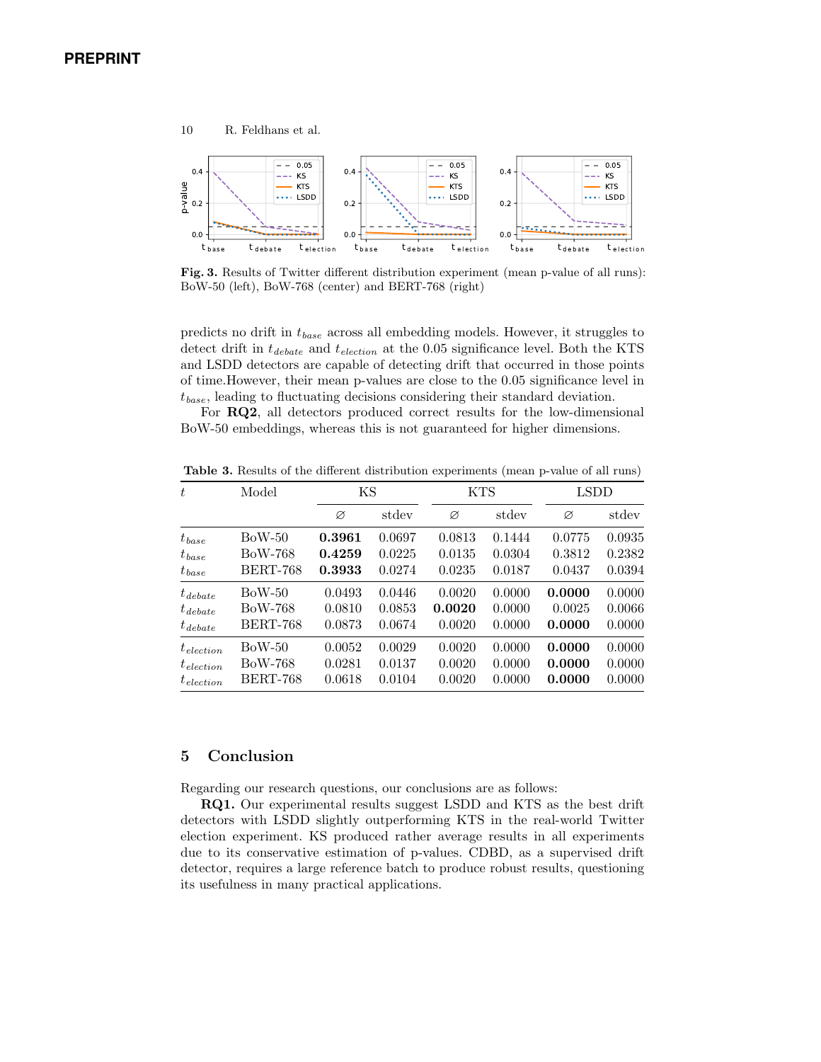Fig. 3. Results of Twitter different distribution experiment (mean p-value of all runs): BoW-50 (left), BoW-768 (center) and BERT-768 (right)

predicts no drift in $t_{base}$ across all embedding models. However, it struggles to detect drift in $t_{debate}$ and $t_{election}$ at the 0.05 significance level. Both the KTS and LSDD detectors are capable of detecting drift that occurred in those points of time.However, their mean p-values are close to the 0.05 significance level in $t_{base}$, leading to fluctuating decisions considering their standard deviation.

For **RQ2**, all detectors produced correct results for the low-dimensional BoW-50 embeddings, whereas this is not guaranteed for higher dimensions.

**Table 3.** Results of the different distribution experiments (mean p-value of all runs)

| $t$ | Model | KS | | KTS | | LSDD | |
|---|---|---|---|---|---|---|---|
| | | ∅ | stdev | ∅ | stdev | ∅ | stdev |
| $t_{base}$ | BoW-50 | **0.3961** | 0.0697 | 0.0813 | 0.1444 | 0.0775 | 0.0935 |
| $t_{base}$ | BoW-768 | **0.4259** | 0.0225 | 0.0135 | 0.0304 | 0.3812 | 0.2382 |
| $t_{base}$ | BERT-768 | **0.3933** | 0.0274 | 0.0235 | 0.0187 | 0.0437 | 0.0394 |
| $t_{debate}$ | BoW-50 | 0.0493 | 0.0446 | 0.0020 | 0.0000 | **0.0000** | 0.0000 |
| $t_{debate}$ | BoW-768 | 0.0810 | 0.0853 | **0.0020** | 0.0000 | 0.0025 | 0.0066 |
| $t_{debate}$ | BERT-768 | 0.0873 | 0.0674 | 0.0020 | 0.0000 | **0.0000** | 0.0000 |
| $t_{election}$ | BoW-50 | 0.0052 | 0.0029 | 0.0020 | 0.0000 | **0.0000** | 0.0000 |
| $t_{election}$ | BoW-768 | 0.0281 | 0.0137 | 0.0020 | 0.0000 | **0.0000** | 0.0000 |
| $t_{election}$ | BERT-768 | 0.0618 | 0.0104 | 0.0020 | 0.0000 | **0.0000** | 0.0000 |

## 5 Conclusion

Regarding our research questions, our conclusions are as follows:

**RQ1.** Our experimental results suggest LSDD and KTS as the best drift detectors with LSDD slightly outperforming KTS in the real-world Twitter election experiment. KS produced rather average results in all experiments due to its conservative estimation of p-values. CDBD, as a supervised drift detector, requires a large reference batch to produce robust results, questioning its usefulness in many practical applications.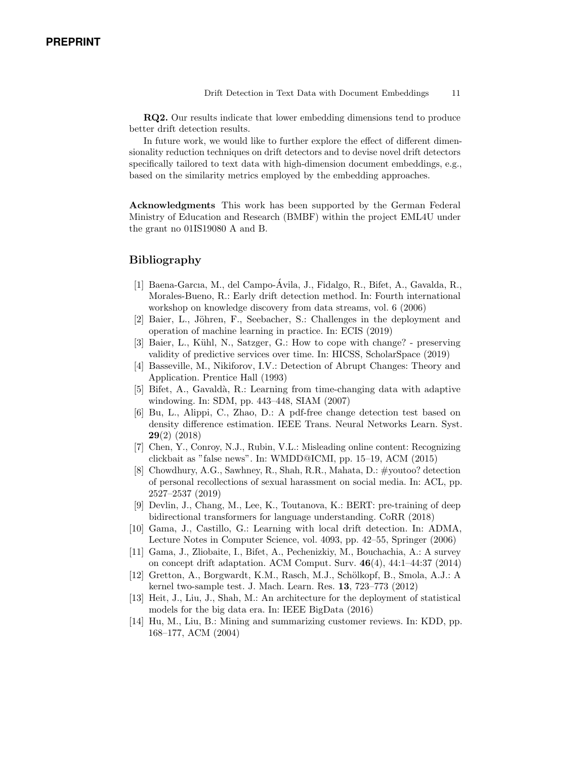**RQ2.** Our results indicate that lower embedding dimensions tend to produce better drift detection results.

In future work, we would like to further explore the effect of different dimensionality reduction techniques on drift detectors and to devise novel drift detectors specifically tailored to text data with high-dimension document embeddings, e.g., based on the similarity metrics employed by the embedding approaches.

**Acknowledgments** This work has been supported by the German Federal Ministry of Education and Research (BMBF) within the project EML4U under the grant no 01IS19080 A and B.

## Bibliography

[1] Baena-Garcıa, M., del Campo-Ávila, J., Fidalgo, R., Bifet, A., Gavalda, R., Morales-Bueno, R.: Early drift detection method. In: Fourth international workshop on knowledge discovery from data streams, vol. 6 (2006)

[2] Baier, L., Jöhren, F., Seebacher, S.: Challenges in the deployment and operation of machine learning in practice. In: ECIS (2019)

[3] Baier, L., Kühl, N., Satzger, G.: How to cope with change? - preserving validity of predictive services over time. In: HICSS, ScholarSpace (2019)

[4] Basseville, M., Nikiforov, I.V.: Detection of Abrupt Changes: Theory and Application. Prentice Hall (1993)

[5] Bifet, A., Gavaldà, R.: Learning from time-changing data with adaptive windowing. In: SDM, pp. 443–448, SIAM (2007)

[6] Bu, L., Alippi, C., Zhao, D.: A pdf-free change detection test based on density difference estimation. IEEE Trans. Neural Networks Learn. Syst. **29**(2) (2018)

[7] Chen, Y., Conroy, N.J., Rubin, V.L.: Misleading online content: Recognizing clickbait as "false news". In: WMDD@ICMI, pp. 15–19, ACM (2015)

[8] Chowdhury, A.G., Sawhney, R., Shah, R.R., Mahata, D.: #youtoo? detection of personal recollections of sexual harassment on social media. In: ACL, pp. 2527–2537 (2019)

[9] Devlin, J., Chang, M., Lee, K., Toutanova, K.: BERT: pre-training of deep bidirectional transformers for language understanding. CoRR (2018)

[10] Gama, J., Castillo, G.: Learning with local drift detection. In: ADMA, Lecture Notes in Computer Science, vol. 4093, pp. 42–55, Springer (2006)

[11] Gama, J., Zliobaite, I., Bifet, A., Pechenizkiy, M., Bouchachia, A.: A survey on concept drift adaptation. ACM Comput. Surv. **46**(4), 44:1–44:37 (2014)

[12] Gretton, A., Borgwardt, K.M., Rasch, M.J., Schölkopf, B., Smola, A.J.: A kernel two-sample test. J. Mach. Learn. Res. **13**, 723–773 (2012)

[13] Heit, J., Liu, J., Shah, M.: An architecture for the deployment of statistical models for the big data era. In: IEEE BigData (2016)

[14] Hu, M., Liu, B.: Mining and summarizing customer reviews. In: KDD, pp. 168–177, ACM (2004)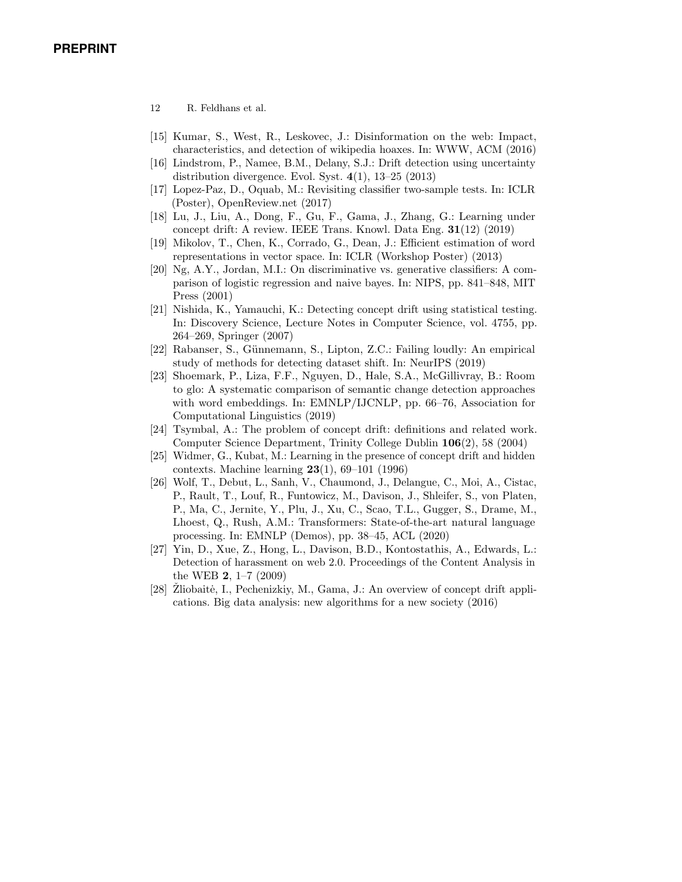[15] Kumar, S., West, R., Leskovec, J.: Disinformation on the web: Impact, characteristics, and detection of wikipedia hoaxes. In: WWW, ACM (2016)

[16] Lindstrom, P., Namee, B.M., Delany, S.J.: Drift detection using uncertainty distribution divergence. Evol. Syst. **4**(1), 13–25 (2013)

[17] Lopez-Paz, D., Oquab, M.: Revisiting classifier two-sample tests. In: ICLR (Poster), OpenReview.net (2017)

[18] Lu, J., Liu, A., Dong, F., Gu, F., Gama, J., Zhang, G.: Learning under concept drift: A review. IEEE Trans. Knowl. Data Eng. **31**(12) (2019)

[19] Mikolov, T., Chen, K., Corrado, G., Dean, J.: Efficient estimation of word representations in vector space. In: ICLR (Workshop Poster) (2013)

[20] Ng, A.Y., Jordan, M.I.: On discriminative vs. generative classifiers: A comparison of logistic regression and naive bayes. In: NIPS, pp. 841–848, MIT Press (2001)

[21] Nishida, K., Yamauchi, K.: Detecting concept drift using statistical testing. In: Discovery Science, Lecture Notes in Computer Science, vol. 4755, pp. 264–269, Springer (2007)

[22] Rabanser, S., Günnemann, S., Lipton, Z.C.: Failing loudly: An empirical study of methods for detecting dataset shift. In: NeurIPS (2019)

[23] Shoemark, P., Liza, F.F., Nguyen, D., Hale, S.A., McGillivray, B.: Room to glo: A systematic comparison of semantic change detection approaches with word embeddings. In: EMNLP/IJCNLP, pp. 66–76, Association for Computational Linguistics (2019)

[24] Tsymbal, A.: The problem of concept drift: definitions and related work. Computer Science Department, Trinity College Dublin **106**(2), 58 (2004)

[25] Widmer, G., Kubat, M.: Learning in the presence of concept drift and hidden contexts. Machine learning **23**(1), 69–101 (1996)

[26] Wolf, T., Debut, L., Sanh, V., Chaumond, J., Delangue, C., Moi, A., Cistac, P., Rault, T., Louf, R., Funtowicz, M., Davison, J., Shleifer, S., von Platen, P., Ma, C., Jernite, Y., Plu, J., Xu, C., Scao, T.L., Gugger, S., Drame, M., Lhoest, Q., Rush, A.M.: Transformers: State-of-the-art natural language processing. In: EMNLP (Demos), pp. 38–45, ACL (2020)

[27] Yin, D., Xue, Z., Hong, L., Davison, B.D., Kontostathis, A., Edwards, L.: Detection of harassment on web 2.0. Proceedings of the Content Analysis in the WEB **2**, 1–7 (2009)

[28] Žliobaitė, I., Pechenizkiy, M., Gama, J.: An overview of concept drift applications. Big data analysis: new algorithms for a new society (2016)